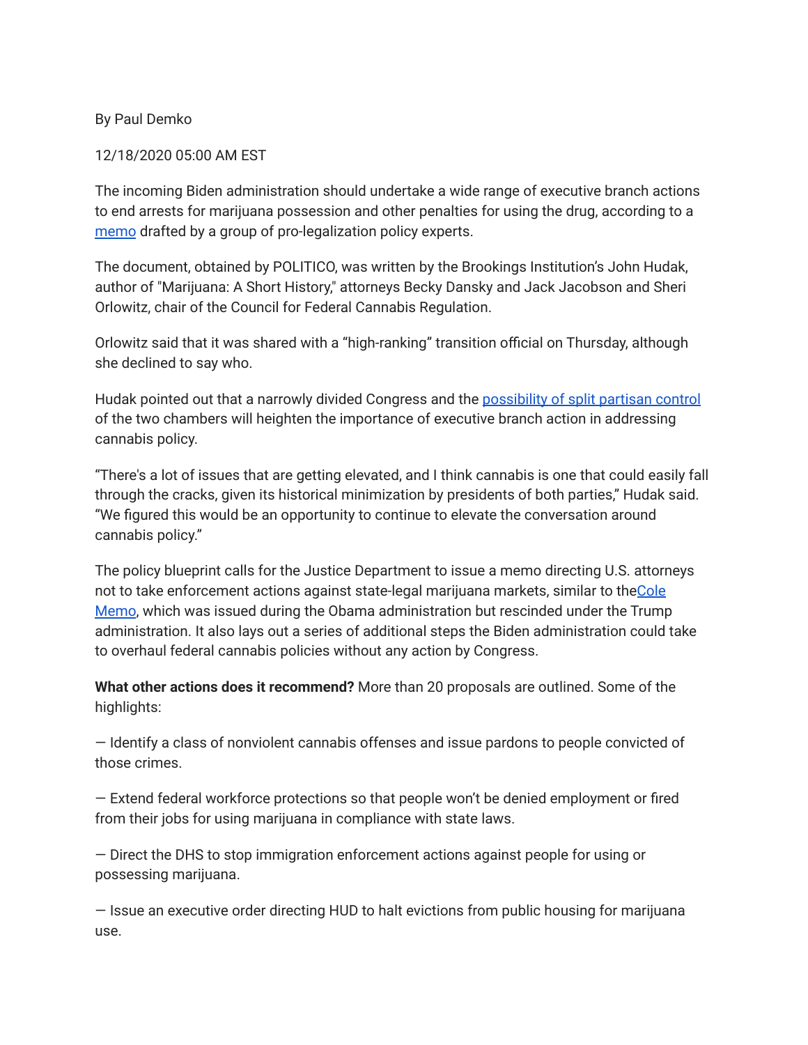By Paul Demko

12/18/2020 05:00 AM EST

The incoming Biden administration should undertake a wide range of executive branch actions to end arrests for marijuana possession and other penalties for using the drug, according to a memo drafted by a group of pro-legalization policy experts.

The document, obtained by POLITICO, was written by the Brookings Institution's John Hudak, author of "Marijuana: A Short History," attorneys Becky Dansky and Jack Jacobson and Sheri Orlowitz, chair of the Council for Federal Cannabis Regulation.

Orlowitz said that it was shared with a "high-ranking" transition official on Thursday, although she declined to say who.

Hudak pointed out that a narrowly divided Congress and the possibility of split partisan control of the two chambers will heighten the importance of executive branch action in addressing cannabis policy.

"There's a lot of issues that are getting elevated, and I think cannabis is one that could easily fall through the cracks, given its historical minimization by presidents of both parties," Hudak said. "We figured this would be an opportunity to continue to elevate the conversation around cannabis policy."

The policy blueprint calls for the Justice Department to issue a memo directing U.S. attorneys not to take enforcement actions against state-legal marijuana markets, similar to theCole Memo, which was issued during the Obama administration but rescinded under the Trump administration. It also lays out a series of additional steps the Biden administration could take to overhaul federal cannabis policies without any action by Congress.

**What other actions does it recommend?** More than 20 proposals are outlined. Some of the highlights:

— Identify a class of nonviolent cannabis offenses and issue pardons to people convicted of those crimes.

— Extend federal workforce protections so that people won't be denied employment or fired from their jobs for using marijuana in compliance with state laws.

— Direct the DHS to stop immigration enforcement actions against people for using or possessing marijuana.

— Issue an executive order directing HUD to halt evictions from public housing for marijuana use.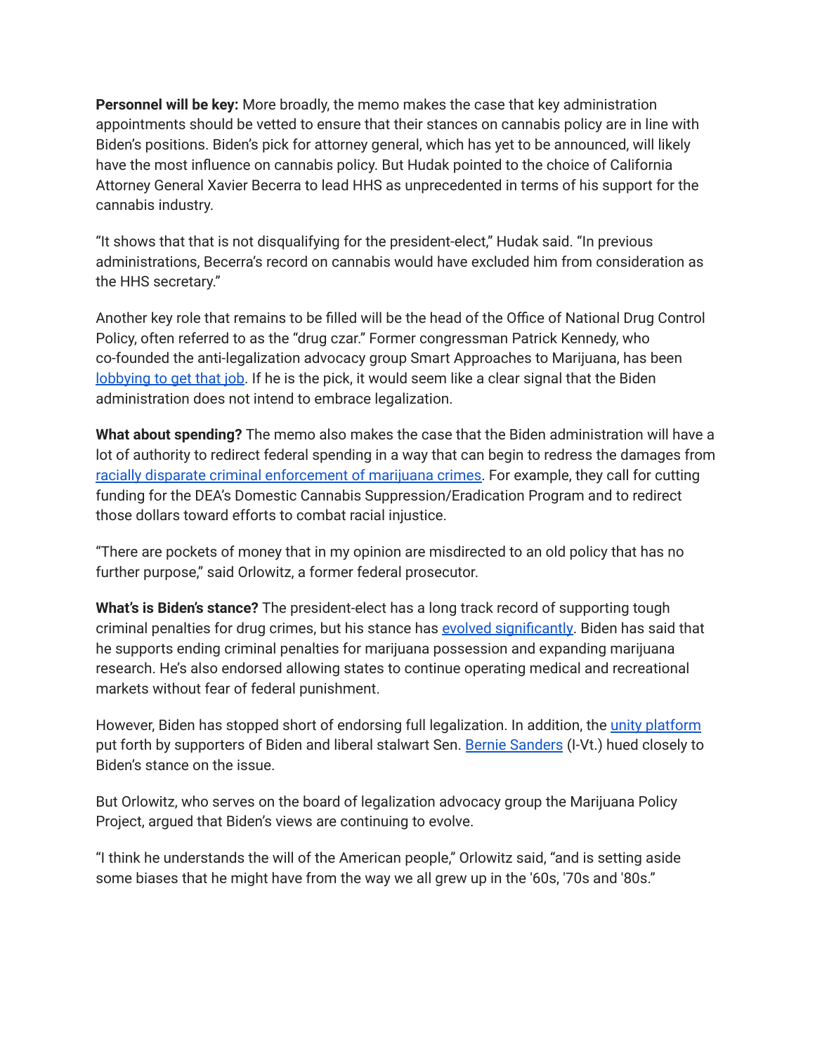**Personnel will be key:** More broadly, the memo makes the case that key administration appointments should be vetted to ensure that their stances on cannabis policy are in line with Biden's positions. Biden's pick for attorney general, which has yet to be announced, will likely have the most influence on cannabis policy. But Hudak pointed to the choice of California Attorney General Xavier Becerra to lead HHS as unprecedented in terms of his support for the cannabis industry.

"It shows that that is not disqualifying for the president-elect," Hudak said. "In previous administrations, Becerra's record on cannabis would have excluded him from consideration as the HHS secretary."

Another key role that remains to be filled will be the head of the Office of National Drug Control Policy, often referred to as the "drug czar." Former congressman Patrick Kennedy, who co-founded the anti-legalization advocacy group Smart Approaches to Marijuana, has been lobbying to get that job. If he is the pick, it would seem like a clear signal that the Biden administration does not intend to embrace legalization.

**What about spending?** The memo also makes the case that the Biden administration will have a lot of authority to redirect federal spending in a way that can begin to redress the damages from racially disparate criminal enforcement of marijuana crimes. For example, they call for cutting funding for the DEA's Domestic Cannabis Suppression/Eradication Program and to redirect those dollars toward efforts to combat racial injustice.

"There are pockets of money that in my opinion are misdirected to an old policy that has no further purpose," said Orlowitz, a former federal prosecutor.

**What's is Biden's stance?** The president-elect has a long track record of supporting tough criminal penalties for drug crimes, but his stance has evolved significantly. Biden has said that he supports ending criminal penalties for marijuana possession and expanding marijuana research. He's also endorsed allowing states to continue operating medical and recreational markets without fear of federal punishment.

However, Biden has stopped short of endorsing full legalization. In addition, the unity platform put forth by supporters of Biden and liberal stalwart Sen. Bernie Sanders (I-Vt.) hued closely to Biden's stance on the issue.

But Orlowitz, who serves on the board of legalization advocacy group the Marijuana Policy Project, argued that Biden's views are continuing to evolve.

"I think he understands the will of the American people," Orlowitz said, "and is setting aside some biases that he might have from the way we all grew up in the '60s, '70s and '80s."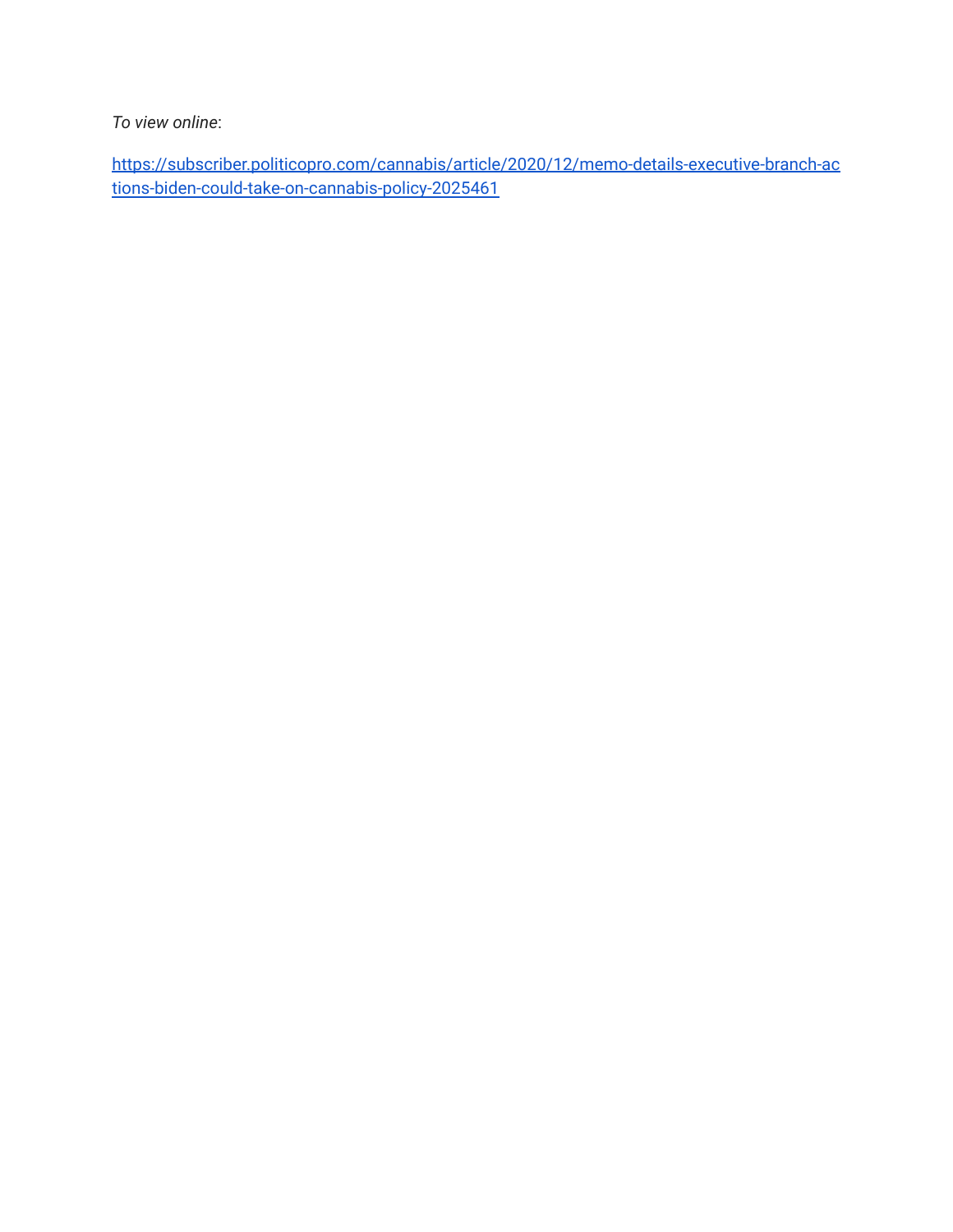*To view online*:

[https://subscriber.politicopro.com/cannabis/article/2020/12/memo-details-executive-branch-actions-biden-could-take-on-cannabis-policy-2025461](https://subscriber.politicopro.com/cannabis/article/2020/12/memo-details-executive-branch-actions-biden-could-take-on-cannabis-policy-2025461)